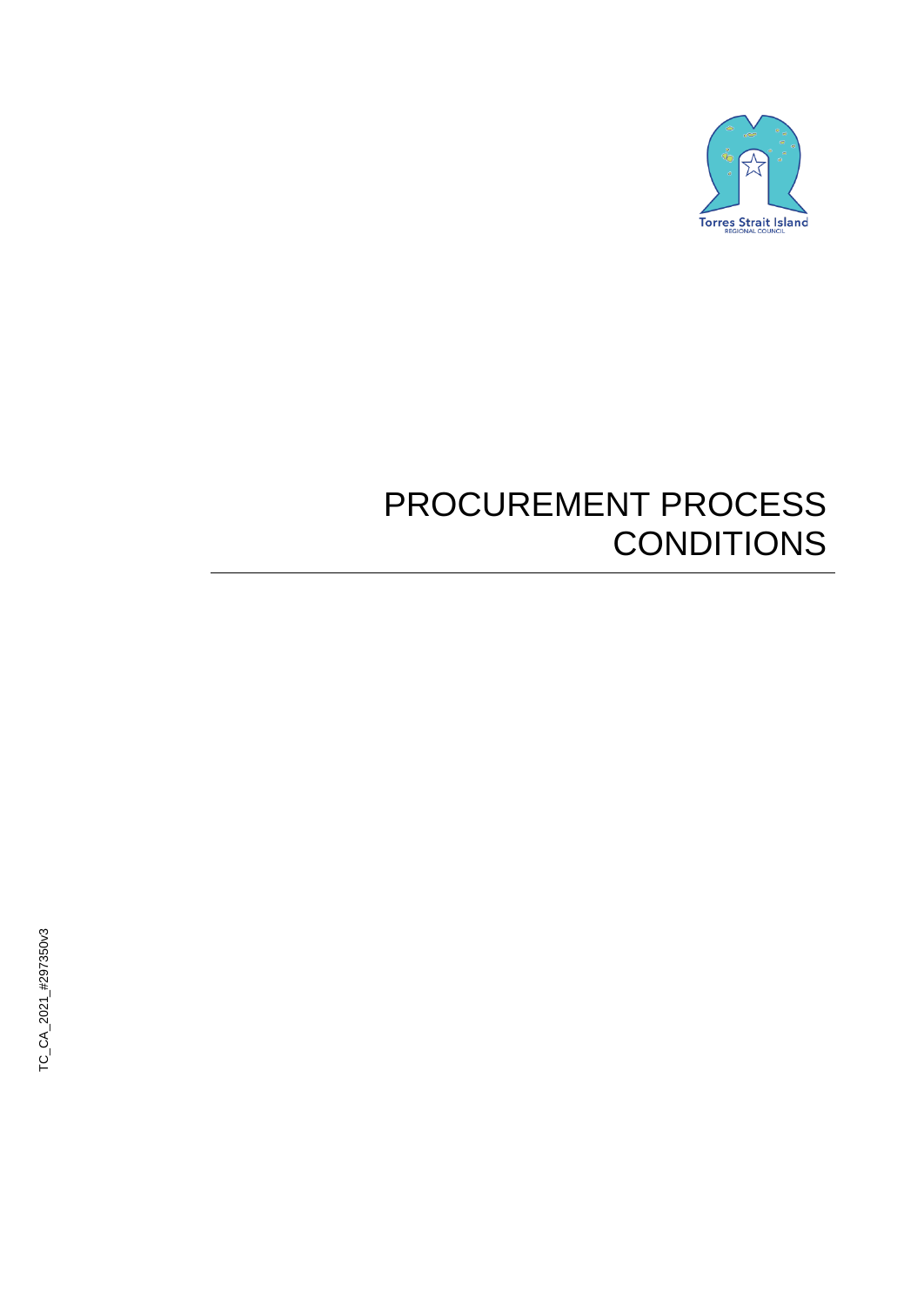# PROCUREMENT PROCESS CONDITIONS

TC_CA_2021_#297350v3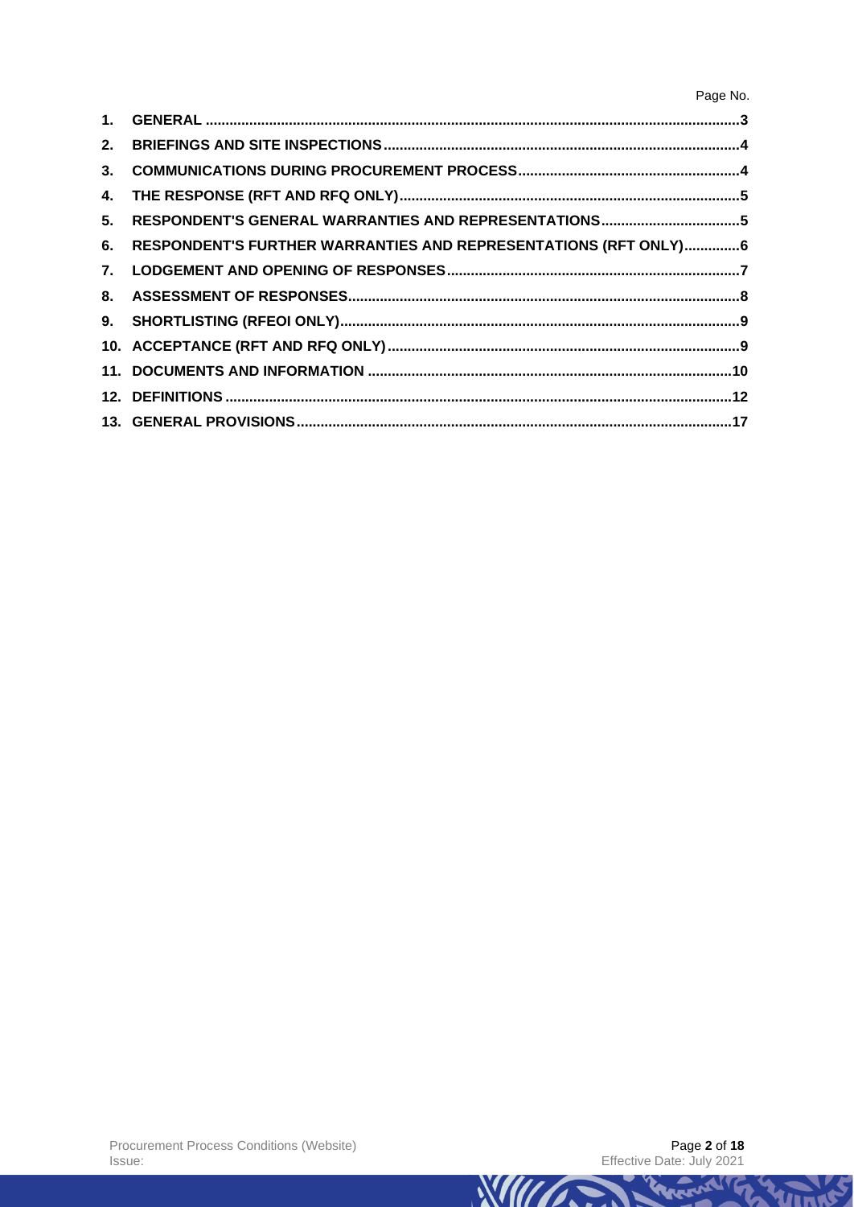| | | Page No. |
|---|---|---|
| 1. | GENERAL | 3 |
| 2. | BRIEFINGS AND SITE INSPECTIONS | 4 |
| 3. | COMMUNICATIONS DURING PROCUREMENT PROCESS | 4 |
| 4. | THE RESPONSE (RFT AND RFQ ONLY) | 5 |
| 5. | RESPONDENT'S GENERAL WARRANTIES AND REPRESENTATIONS | 5 |
| 6. | RESPONDENT'S FURTHER WARRANTIES AND REPRESENTATIONS (RFT ONLY) | 6 |
| 7. | LODGEMENT AND OPENING OF RESPONSES | 7 |
| 8. | ASSESSMENT OF RESPONSES | 8 |
| 9. | SHORTLISTING (RFEOI ONLY) | 9 |
| 10. | ACCEPTANCE (RFT AND RFQ ONLY) | 9 |
| 11. | DOCUMENTS AND INFORMATION | 10 |
| 12. | DEFINITIONS | 12 |
| 13. | GENERAL PROVISIONS | 17 |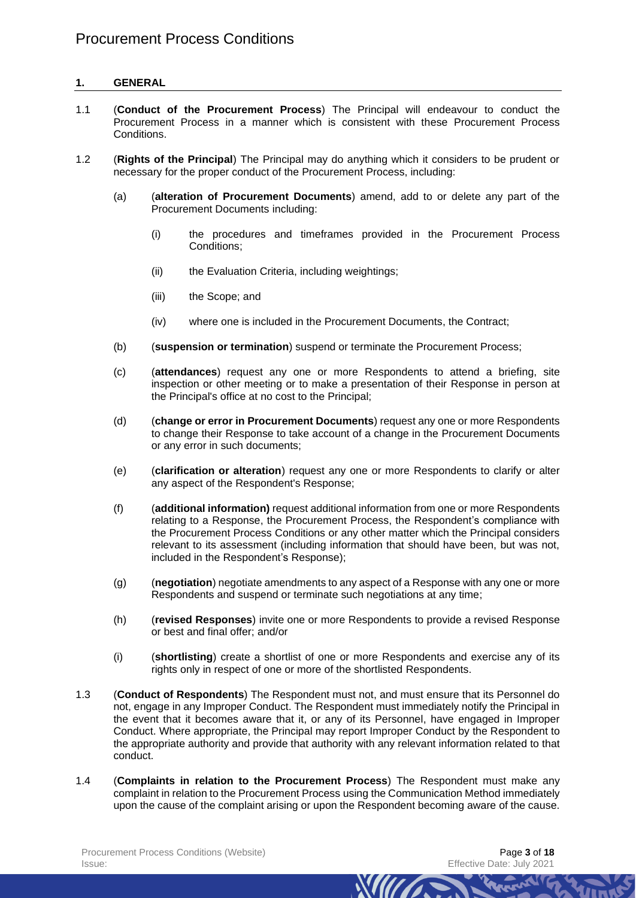## 1. GENERAL

1.1 (**Conduct of the Procurement Process**) The Principal will endeavour to conduct the Procurement Process in a manner which is consistent with these Procurement Process Conditions.

1.2 (**Rights of the Principal**) The Principal may do anything which it considers to be prudent or necessary for the proper conduct of the Procurement Process, including:

- (a) (**alteration of Procurement Documents**) amend, add to or delete any part of the Procurement Documents including:
  - (i) the procedures and timeframes provided in the Procurement Process Conditions;
  - (ii) the Evaluation Criteria, including weightings;
  - (iii) the Scope; and
  - (iv) where one is included in the Procurement Documents, the Contract;
- (b) (**suspension or termination**) suspend or terminate the Procurement Process;
- (c) (**attendances**) request any one or more Respondents to attend a briefing, site inspection or other meeting or to make a presentation of their Response in person at the Principal's office at no cost to the Principal;
- (d) (**change or error in Procurement Documents**) request any one or more Respondents to change their Response to take account of a change in the Procurement Documents or any error in such documents;
- (e) (**clarification or alteration**) request any one or more Respondents to clarify or alter any aspect of the Respondent's Response;
- (f) (**additional information)** request additional information from one or more Respondents relating to a Response, the Procurement Process, the Respondent's compliance with the Procurement Process Conditions or any other matter which the Principal considers relevant to its assessment (including information that should have been, but was not, included in the Respondent's Response);
- (g) (**negotiation**) negotiate amendments to any aspect of a Response with any one or more Respondents and suspend or terminate such negotiations at any time;
- (h) (**revised Responses**) invite one or more Respondents to provide a revised Response or best and final offer; and/or
- (i) (**shortlisting**) create a shortlist of one or more Respondents and exercise any of its rights only in respect of one or more of the shortlisted Respondents.

1.3 (**Conduct of Respondents**) The Respondent must not, and must ensure that its Personnel do not, engage in any Improper Conduct. The Respondent must immediately notify the Principal in the event that it becomes aware that it, or any of its Personnel, have engaged in Improper Conduct. Where appropriate, the Principal may report Improper Conduct by the Respondent to the appropriate authority and provide that authority with any relevant information related to that conduct.

1.4 (**Complaints in relation to the Procurement Process**) The Respondent must make any complaint in relation to the Procurement Process using the Communication Method immediately upon the cause of the complaint arising or upon the Respondent becoming aware of the cause.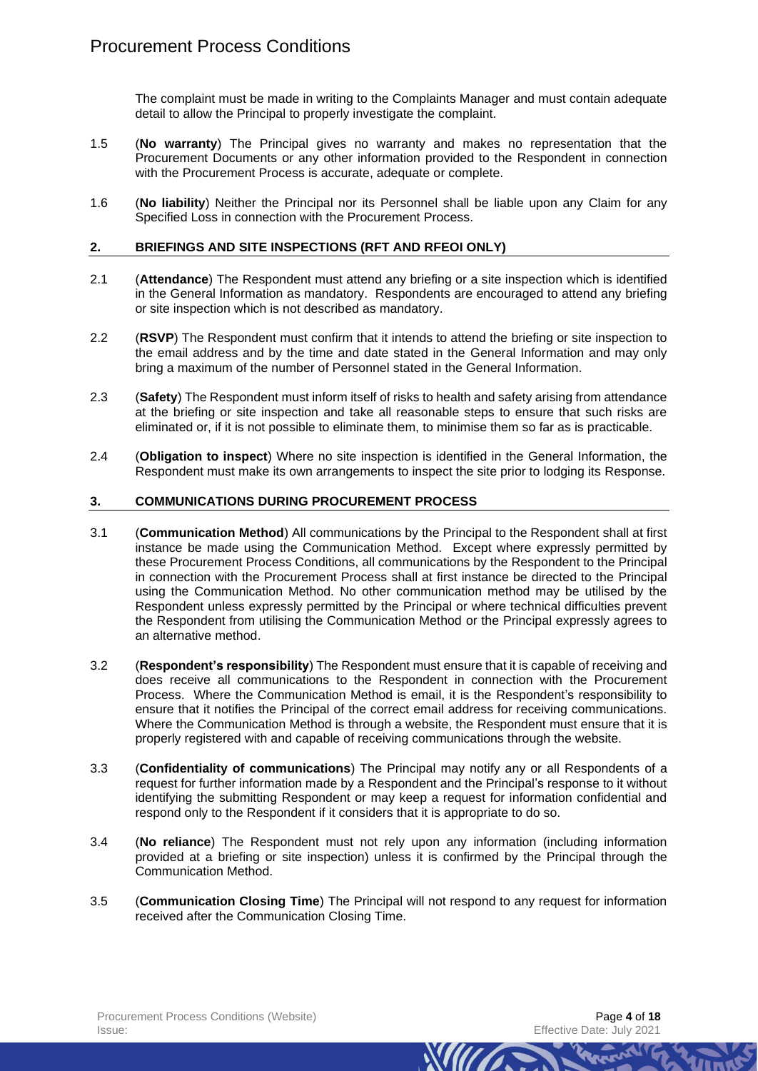The complaint must be made in writing to the Complaints Manager and must contain adequate detail to allow the Principal to properly investigate the complaint.

1.5 (**No warranty**) The Principal gives no warranty and makes no representation that the Procurement Documents or any other information provided to the Respondent in connection with the Procurement Process is accurate, adequate or complete.

1.6 (**No liability**) Neither the Principal nor its Personnel shall be liable upon any Claim for any Specified Loss in connection with the Procurement Process.

## 2. BRIEFINGS AND SITE INSPECTIONS (RFT AND RFEOI ONLY)

2.1 (**Attendance**) The Respondent must attend any briefing or a site inspection which is identified in the General Information as mandatory. Respondents are encouraged to attend any briefing or site inspection which is not described as mandatory.

2.2 (**RSVP**) The Respondent must confirm that it intends to attend the briefing or site inspection to the email address and by the time and date stated in the General Information and may only bring a maximum of the number of Personnel stated in the General Information.

2.3 (**Safety**) The Respondent must inform itself of risks to health and safety arising from attendance at the briefing or site inspection and take all reasonable steps to ensure that such risks are eliminated or, if it is not possible to eliminate them, to minimise them so far as is practicable.

2.4 (**Obligation to inspect**) Where no site inspection is identified in the General Information, the Respondent must make its own arrangements to inspect the site prior to lodging its Response.

## 3. COMMUNICATIONS DURING PROCUREMENT PROCESS

3.1 (**Communication Method**) All communications by the Principal to the Respondent shall at first instance be made using the Communication Method. Except where expressly permitted by these Procurement Process Conditions, all communications by the Respondent to the Principal in connection with the Procurement Process shall at first instance be directed to the Principal using the Communication Method. No other communication method may be utilised by the Respondent unless expressly permitted by the Principal or where technical difficulties prevent the Respondent from utilising the Communication Method or the Principal expressly agrees to an alternative method.

3.2 (**Respondent's responsibility**) The Respondent must ensure that it is capable of receiving and does receive all communications to the Respondent in connection with the Procurement Process. Where the Communication Method is email, it is the Respondent's responsibility to ensure that it notifies the Principal of the correct email address for receiving communications. Where the Communication Method is through a website, the Respondent must ensure that it is properly registered with and capable of receiving communications through the website.

3.3 (**Confidentiality of communications**) The Principal may notify any or all Respondents of a request for further information made by a Respondent and the Principal's response to it without identifying the submitting Respondent or may keep a request for information confidential and respond only to the Respondent if it considers that it is appropriate to do so.

3.4 (**No reliance**) The Respondent must not rely upon any information (including information provided at a briefing or site inspection) unless it is confirmed by the Principal through the Communication Method.

3.5 (**Communication Closing Time**) The Principal will not respond to any request for information received after the Communication Closing Time.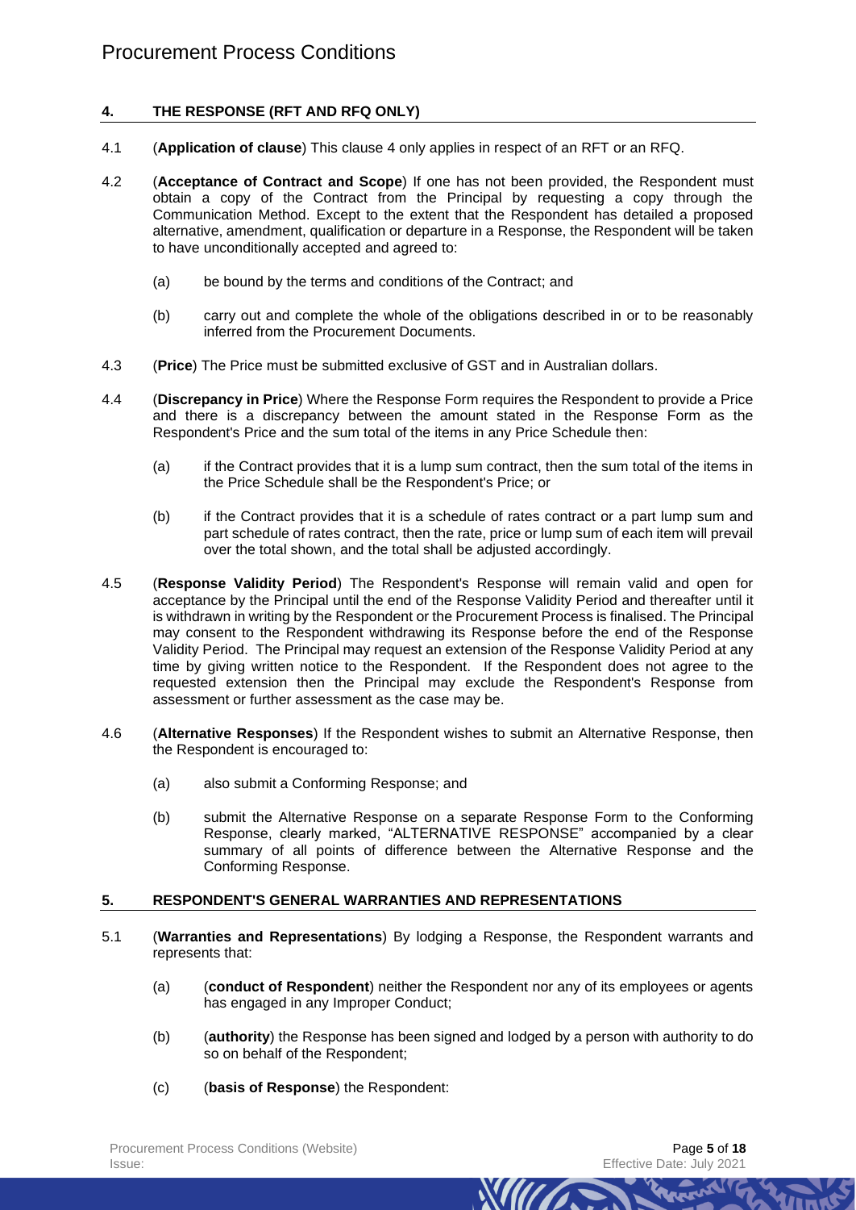## 4. THE RESPONSE (RFT AND RFQ ONLY)

4.1 (**Application of clause**) This clause 4 only applies in respect of an RFT or an RFQ.

4.2 (**Acceptance of Contract and Scope**) If one has not been provided, the Respondent must obtain a copy of the Contract from the Principal by requesting a copy through the Communication Method. Except to the extent that the Respondent has detailed a proposed alternative, amendment, qualification or departure in a Response, the Respondent will be taken to have unconditionally accepted and agreed to:

(a) be bound by the terms and conditions of the Contract; and

(b) carry out and complete the whole of the obligations described in or to be reasonably inferred from the Procurement Documents.

4.3 (**Price**) The Price must be submitted exclusive of GST and in Australian dollars.

4.4 (**Discrepancy in Price**) Where the Response Form requires the Respondent to provide a Price and there is a discrepancy between the amount stated in the Response Form as the Respondent's Price and the sum total of the items in any Price Schedule then:

(a) if the Contract provides that it is a lump sum contract, then the sum total of the items in the Price Schedule shall be the Respondent's Price; or

(b) if the Contract provides that it is a schedule of rates contract or a part lump sum and part schedule of rates contract, then the rate, price or lump sum of each item will prevail over the total shown, and the total shall be adjusted accordingly.

4.5 (**Response Validity Period**) The Respondent's Response will remain valid and open for acceptance by the Principal until the end of the Response Validity Period and thereafter until it is withdrawn in writing by the Respondent or the Procurement Process is finalised. The Principal may consent to the Respondent withdrawing its Response before the end of the Response Validity Period. The Principal may request an extension of the Response Validity Period at any time by giving written notice to the Respondent. If the Respondent does not agree to the requested extension then the Principal may exclude the Respondent's Response from assessment or further assessment as the case may be.

4.6 (**Alternative Responses**) If the Respondent wishes to submit an Alternative Response, then the Respondent is encouraged to:

(a) also submit a Conforming Response; and

(b) submit the Alternative Response on a separate Response Form to the Conforming Response, clearly marked, "ALTERNATIVE RESPONSE" accompanied by a clear summary of all points of difference between the Alternative Response and the Conforming Response.

## 5. RESPONDENT'S GENERAL WARRANTIES AND REPRESENTATIONS

5.1 (**Warranties and Representations**) By lodging a Response, the Respondent warrants and represents that:

(a) (**conduct of Respondent**) neither the Respondent nor any of its employees or agents has engaged in any Improper Conduct;

(b) (**authority**) the Response has been signed and lodged by a person with authority to do so on behalf of the Respondent;

(c) (**basis of Response**) the Respondent: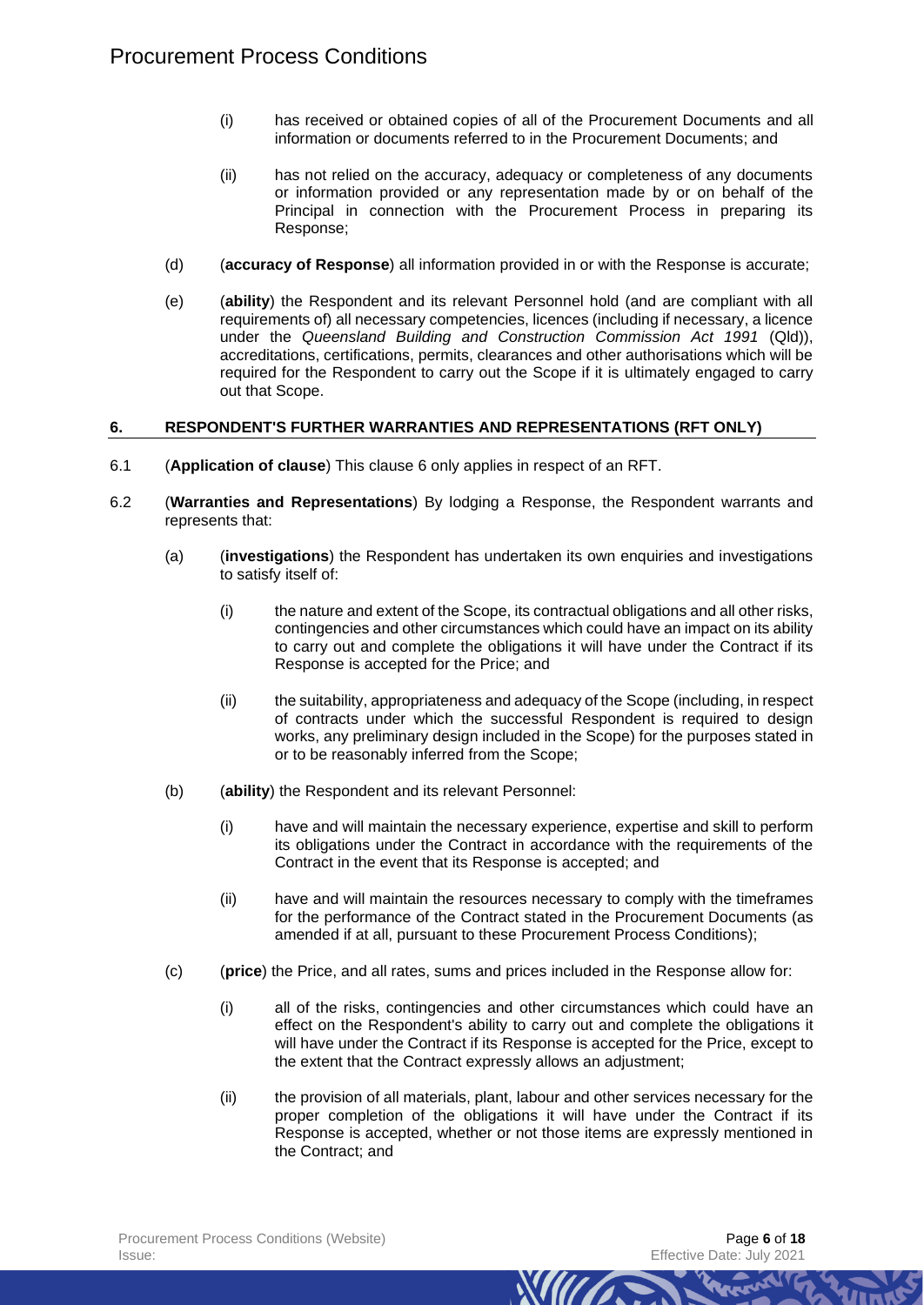(i) has received or obtained copies of all of the Procurement Documents and all information or documents referred to in the Procurement Documents; and

(ii) has not relied on the accuracy, adequacy or completeness of any documents or information provided or any representation made by or on behalf of the Principal in connection with the Procurement Process in preparing its Response;

(d) (**accuracy of Response**) all information provided in or with the Response is accurate;

(e) (**ability**) the Respondent and its relevant Personnel hold (and are compliant with all requirements of) all necessary competencies, licences (including if necessary, a licence under the *Queensland Building and Construction Commission Act 1991* (Qld)), accreditations, certifications, permits, clearances and other authorisations which will be required for the Respondent to carry out the Scope if it is ultimately engaged to carry out that Scope.

## 6. RESPONDENT'S FURTHER WARRANTIES AND REPRESENTATIONS (RFT ONLY)

6.1 (**Application of clause**) This clause 6 only applies in respect of an RFT.

6.2 (**Warranties and Representations**) By lodging a Response, the Respondent warrants and represents that:

(a) (**investigations**) the Respondent has undertaken its own enquiries and investigations to satisfy itself of:

(i) the nature and extent of the Scope, its contractual obligations and all other risks, contingencies and other circumstances which could have an impact on its ability to carry out and complete the obligations it will have under the Contract if its Response is accepted for the Price; and

(ii) the suitability, appropriateness and adequacy of the Scope (including, in respect of contracts under which the successful Respondent is required to design works, any preliminary design included in the Scope) for the purposes stated in or to be reasonably inferred from the Scope;

(b) (**ability**) the Respondent and its relevant Personnel:

(i) have and will maintain the necessary experience, expertise and skill to perform its obligations under the Contract in accordance with the requirements of the Contract in the event that its Response is accepted; and

(ii) have and will maintain the resources necessary to comply with the timeframes for the performance of the Contract stated in the Procurement Documents (as amended if at all, pursuant to these Procurement Process Conditions);

(c) (**price**) the Price, and all rates, sums and prices included in the Response allow for:

(i) all of the risks, contingencies and other circumstances which could have an effect on the Respondent's ability to carry out and complete the obligations it will have under the Contract if its Response is accepted for the Price, except to the extent that the Contract expressly allows an adjustment;

(ii) the provision of all materials, plant, labour and other services necessary for the proper completion of the obligations it will have under the Contract if its Response is accepted, whether or not those items are expressly mentioned in the Contract; and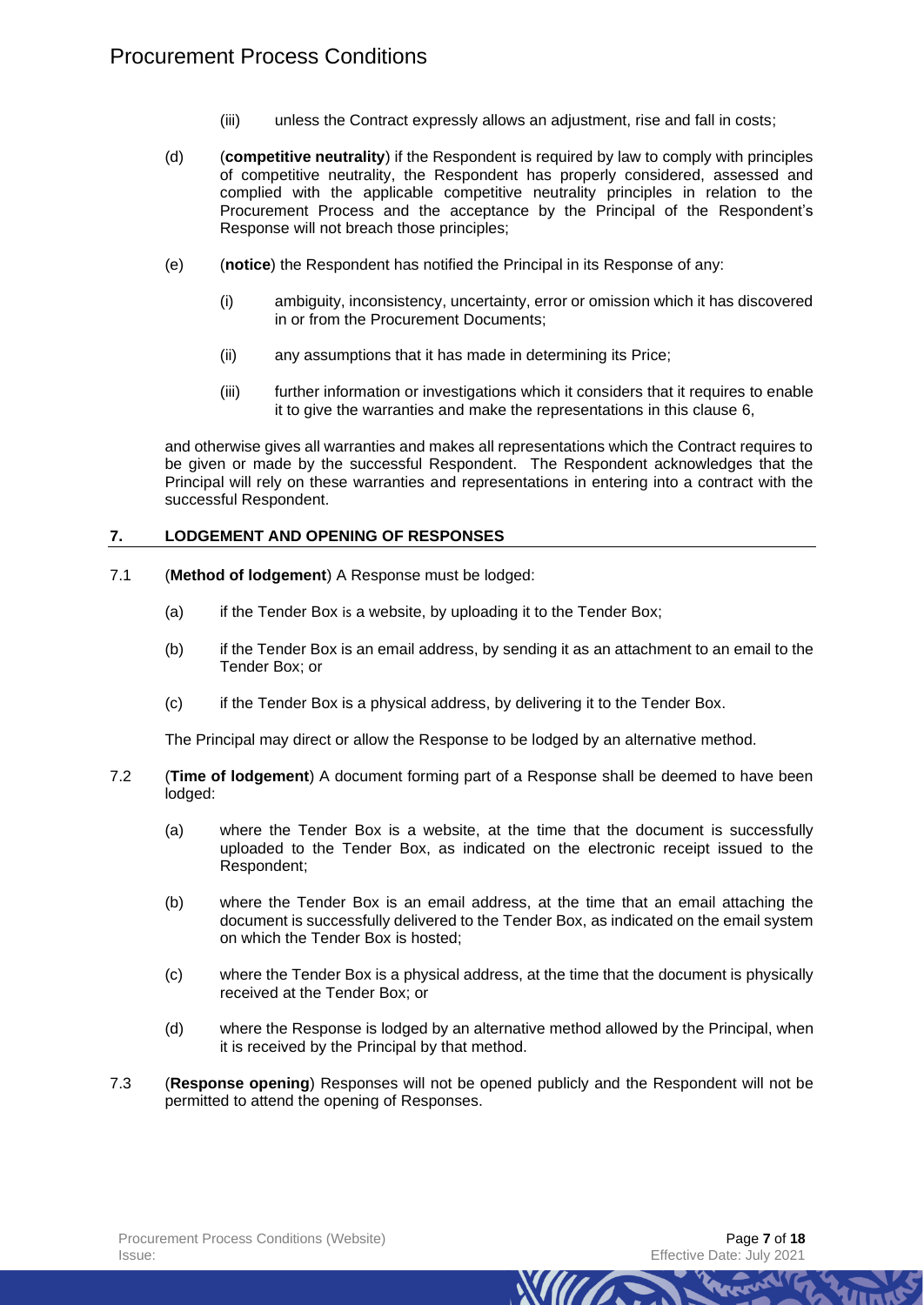(iii) unless the Contract expressly allows an adjustment, rise and fall in costs;

(d) (**competitive neutrality**) if the Respondent is required by law to comply with principles of competitive neutrality, the Respondent has properly considered, assessed and complied with the applicable competitive neutrality principles in relation to the Procurement Process and the acceptance by the Principal of the Respondent's Response will not breach those principles;

(e) (**notice**) the Respondent has notified the Principal in its Response of any:

(i) ambiguity, inconsistency, uncertainty, error or omission which it has discovered in or from the Procurement Documents;

(ii) any assumptions that it has made in determining its Price;

(iii) further information or investigations which it considers that it requires to enable it to give the warranties and make the representations in this clause 6,

and otherwise gives all warranties and makes all representations which the Contract requires to be given or made by the successful Respondent. The Respondent acknowledges that the Principal will rely on these warranties and representations in entering into a contract with the successful Respondent.

## 7. LODGEMENT AND OPENING OF RESPONSES

7.1 (**Method of lodgement**) A Response must be lodged:

(a) if the Tender Box is a website, by uploading it to the Tender Box;

(b) if the Tender Box is an email address, by sending it as an attachment to an email to the Tender Box; or

(c) if the Tender Box is a physical address, by delivering it to the Tender Box.

The Principal may direct or allow the Response to be lodged by an alternative method.

7.2 (**Time of lodgement**) A document forming part of a Response shall be deemed to have been lodged:

(a) where the Tender Box is a website, at the time that the document is successfully uploaded to the Tender Box, as indicated on the electronic receipt issued to the Respondent;

(b) where the Tender Box is an email address, at the time that an email attaching the document is successfully delivered to the Tender Box, as indicated on the email system on which the Tender Box is hosted;

(c) where the Tender Box is a physical address, at the time that the document is physically received at the Tender Box; or

(d) where the Response is lodged by an alternative method allowed by the Principal, when it is received by the Principal by that method.

7.3 (**Response opening**) Responses will not be opened publicly and the Respondent will not be permitted to attend the opening of Responses.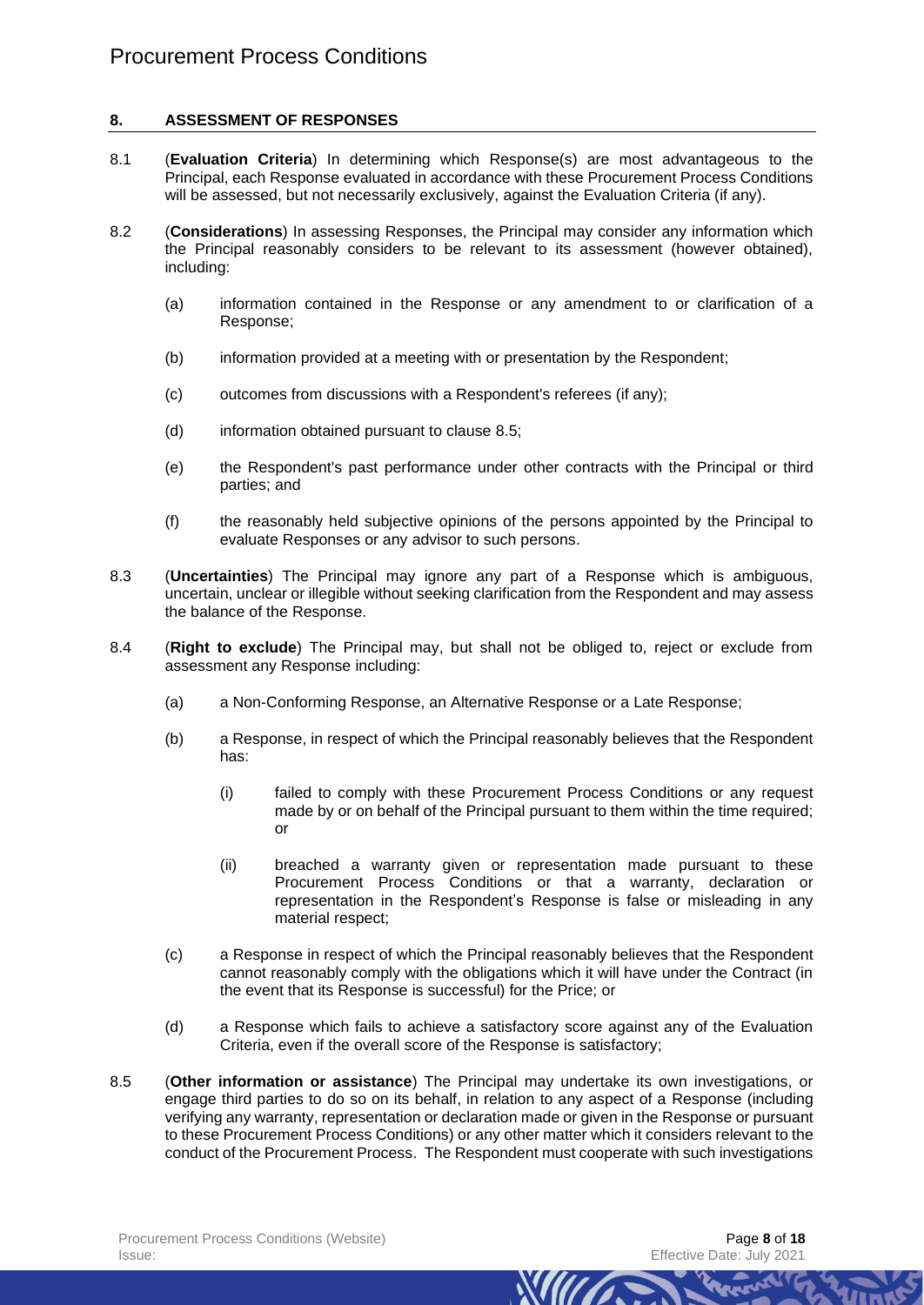## 8. ASSESSMENT OF RESPONSES

8.1 (**Evaluation Criteria**) In determining which Response(s) are most advantageous to the Principal, each Response evaluated in accordance with these Procurement Process Conditions will be assessed, but not necessarily exclusively, against the Evaluation Criteria (if any).

8.2 (**Considerations**) In assessing Responses, the Principal may consider any information which the Principal reasonably considers to be relevant to its assessment (however obtained), including:

(a) information contained in the Response or any amendment to or clarification of a Response;

(b) information provided at a meeting with or presentation by the Respondent;

(c) outcomes from discussions with a Respondent's referees (if any);

(d) information obtained pursuant to clause 8.5;

(e) the Respondent's past performance under other contracts with the Principal or third parties; and

(f) the reasonably held subjective opinions of the persons appointed by the Principal to evaluate Responses or any advisor to such persons.

8.3 (**Uncertainties**) The Principal may ignore any part of a Response which is ambiguous, uncertain, unclear or illegible without seeking clarification from the Respondent and may assess the balance of the Response.

8.4 (**Right to exclude**) The Principal may, but shall not be obliged to, reject or exclude from assessment any Response including:

(a) a Non-Conforming Response, an Alternative Response or a Late Response;

(b) a Response, in respect of which the Principal reasonably believes that the Respondent has:

(i) failed to comply with these Procurement Process Conditions or any request made by or on behalf of the Principal pursuant to them within the time required; or

(ii) breached a warranty given or representation made pursuant to these Procurement Process Conditions or that a warranty, declaration or representation in the Respondent's Response is false or misleading in any material respect;

(c) a Response in respect of which the Principal reasonably believes that the Respondent cannot reasonably comply with the obligations which it will have under the Contract (in the event that its Response is successful) for the Price; or

(d) a Response which fails to achieve a satisfactory score against any of the Evaluation Criteria, even if the overall score of the Response is satisfactory;

8.5 (**Other information or assistance**) The Principal may undertake its own investigations, or engage third parties to do so on its behalf, in relation to any aspect of a Response (including verifying any warranty, representation or declaration made or given in the Response or pursuant to these Procurement Process Conditions) or any other matter which it considers relevant to the conduct of the Procurement Process. The Respondent must cooperate with such investigations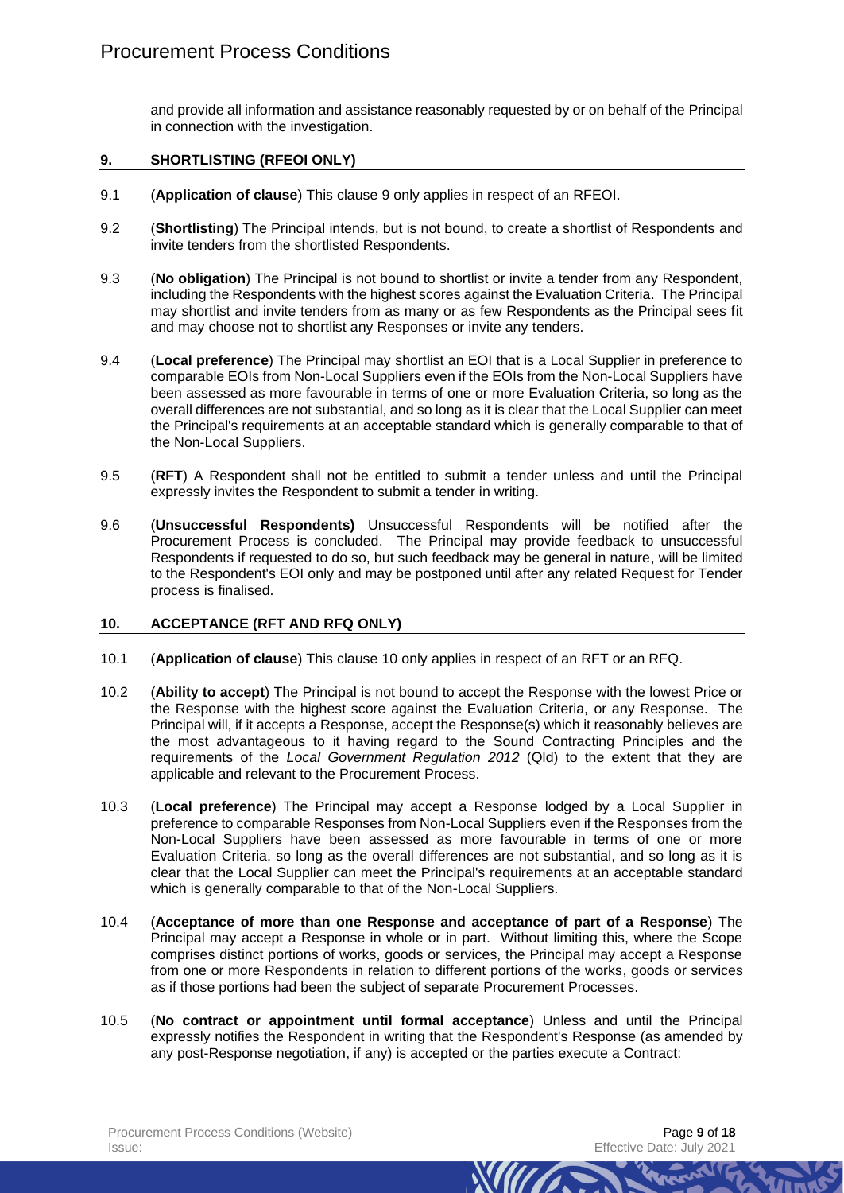and provide all information and assistance reasonably requested by or on behalf of the Principal in connection with the investigation.

## 9. SHORTLISTING (RFEOI ONLY)

9.1 (**Application of clause**) This clause 9 only applies in respect of an RFEOI.

9.2 (**Shortlisting**) The Principal intends, but is not bound, to create a shortlist of Respondents and invite tenders from the shortlisted Respondents.

9.3 (**No obligation**) The Principal is not bound to shortlist or invite a tender from any Respondent, including the Respondents with the highest scores against the Evaluation Criteria. The Principal may shortlist and invite tenders from as many or as few Respondents as the Principal sees fit and may choose not to shortlist any Responses or invite any tenders.

9.4 (**Local preference**) The Principal may shortlist an EOI that is a Local Supplier in preference to comparable EOIs from Non-Local Suppliers even if the EOIs from the Non-Local Suppliers have been assessed as more favourable in terms of one or more Evaluation Criteria, so long as the overall differences are not substantial, and so long as it is clear that the Local Supplier can meet the Principal's requirements at an acceptable standard which is generally comparable to that of the Non-Local Suppliers.

9.5 (**RFT**) A Respondent shall not be entitled to submit a tender unless and until the Principal expressly invites the Respondent to submit a tender in writing.

9.6 (**Unsuccessful Respondents)** Unsuccessful Respondents will be notified after the Procurement Process is concluded. The Principal may provide feedback to unsuccessful Respondents if requested to do so, but such feedback may be general in nature, will be limited to the Respondent's EOI only and may be postponed until after any related Request for Tender process is finalised.

## 10. ACCEPTANCE (RFT AND RFQ ONLY)

10.1 (**Application of clause**) This clause 10 only applies in respect of an RFT or an RFQ.

10.2 (**Ability to accept**) The Principal is not bound to accept the Response with the lowest Price or the Response with the highest score against the Evaluation Criteria, or any Response. The Principal will, if it accepts a Response, accept the Response(s) which it reasonably believes are the most advantageous to it having regard to the Sound Contracting Principles and the requirements of the *Local Government Regulation 2012* (Qld) to the extent that they are applicable and relevant to the Procurement Process.

10.3 (**Local preference**) The Principal may accept a Response lodged by a Local Supplier in preference to comparable Responses from Non-Local Suppliers even if the Responses from the Non-Local Suppliers have been assessed as more favourable in terms of one or more Evaluation Criteria, so long as the overall differences are not substantial, and so long as it is clear that the Local Supplier can meet the Principal's requirements at an acceptable standard which is generally comparable to that of the Non-Local Suppliers.

10.4 (**Acceptance of more than one Response and acceptance of part of a Response**) The Principal may accept a Response in whole or in part. Without limiting this, where the Scope comprises distinct portions of works, goods or services, the Principal may accept a Response from one or more Respondents in relation to different portions of the works, goods or services as if those portions had been the subject of separate Procurement Processes.

10.5 (**No contract or appointment until formal acceptance**) Unless and until the Principal expressly notifies the Respondent in writing that the Respondent's Response (as amended by any post-Response negotiation, if any) is accepted or the parties execute a Contract: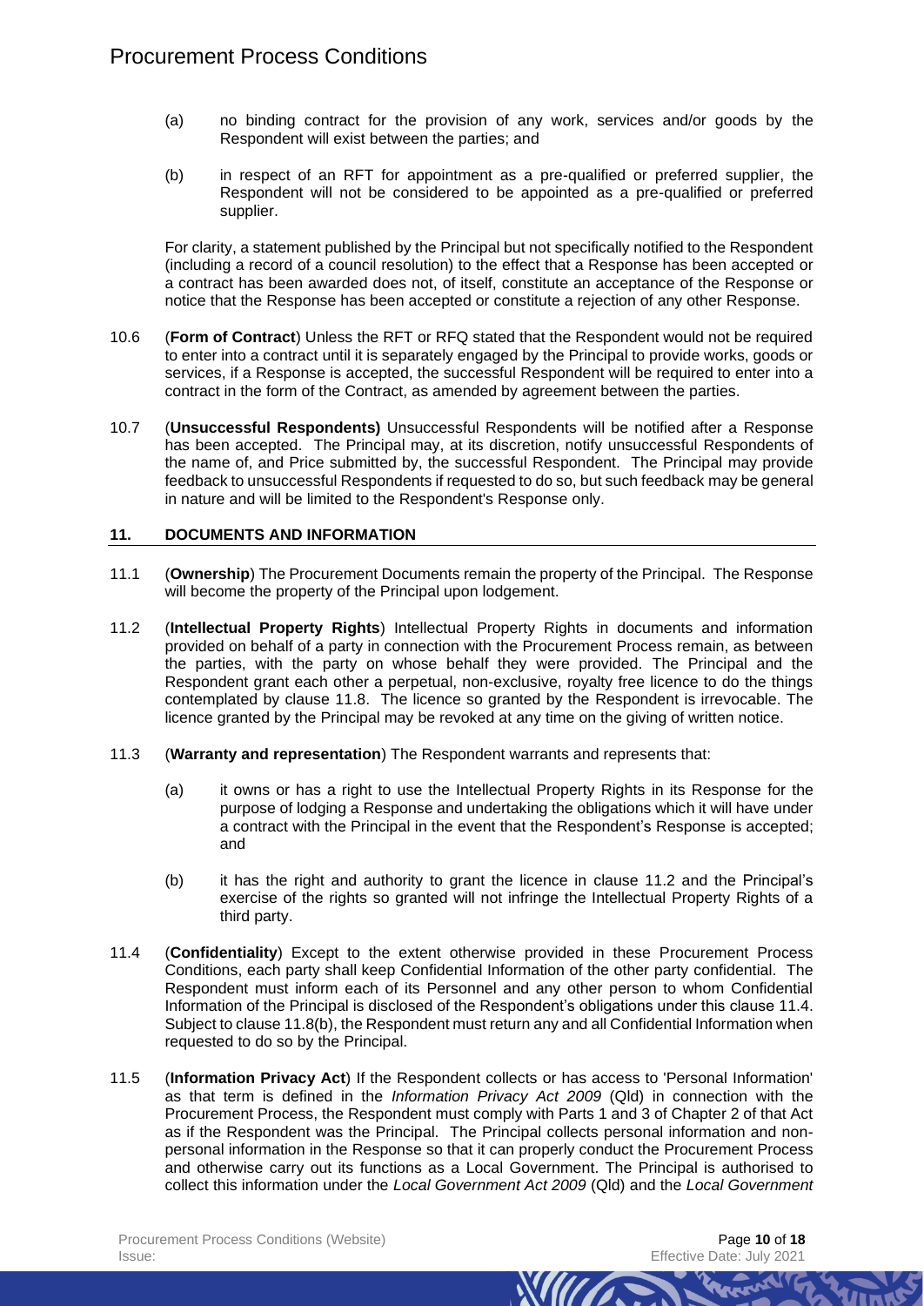(a) no binding contract for the provision of any work, services and/or goods by the Respondent will exist between the parties; and

(b) in respect of an RFT for appointment as a pre-qualified or preferred supplier, the Respondent will not be considered to be appointed as a pre-qualified or preferred supplier.

For clarity, a statement published by the Principal but not specifically notified to the Respondent (including a record of a council resolution) to the effect that a Response has been accepted or a contract has been awarded does not, of itself, constitute an acceptance of the Response or notice that the Response has been accepted or constitute a rejection of any other Response.

10.6 (**Form of Contract**) Unless the RFT or RFQ stated that the Respondent would not be required to enter into a contract until it is separately engaged by the Principal to provide works, goods or services, if a Response is accepted, the successful Respondent will be required to enter into a contract in the form of the Contract, as amended by agreement between the parties.

10.7 (**Unsuccessful Respondents)** Unsuccessful Respondents will be notified after a Response has been accepted. The Principal may, at its discretion, notify unsuccessful Respondents of the name of, and Price submitted by, the successful Respondent. The Principal may provide feedback to unsuccessful Respondents if requested to do so, but such feedback may be general in nature and will be limited to the Respondent's Response only.

## 11. DOCUMENTS AND INFORMATION

11.1 (**Ownership**) The Procurement Documents remain the property of the Principal. The Response will become the property of the Principal upon lodgement.

11.2 (**Intellectual Property Rights**) Intellectual Property Rights in documents and information provided on behalf of a party in connection with the Procurement Process remain, as between the parties, with the party on whose behalf they were provided. The Principal and the Respondent grant each other a perpetual, non-exclusive, royalty free licence to do the things contemplated by clause 11.8. The licence so granted by the Respondent is irrevocable. The licence granted by the Principal may be revoked at any time on the giving of written notice.

11.3 (**Warranty and representation**) The Respondent warrants and represents that:

(a) it owns or has a right to use the Intellectual Property Rights in its Response for the purpose of lodging a Response and undertaking the obligations which it will have under a contract with the Principal in the event that the Respondent's Response is accepted; and

(b) it has the right and authority to grant the licence in clause 11.2 and the Principal's exercise of the rights so granted will not infringe the Intellectual Property Rights of a third party.

11.4 (**Confidentiality**) Except to the extent otherwise provided in these Procurement Process Conditions, each party shall keep Confidential Information of the other party confidential. The Respondent must inform each of its Personnel and any other person to whom Confidential Information of the Principal is disclosed of the Respondent's obligations under this clause 11.4. Subject to clause 11.8(b), the Respondent must return any and all Confidential Information when requested to do so by the Principal.

11.5 (**Information Privacy Act**) If the Respondent collects or has access to 'Personal Information' as that term is defined in the *Information Privacy Act 2009* (Qld) in connection with the Procurement Process, the Respondent must comply with Parts 1 and 3 of Chapter 2 of that Act as if the Respondent was the Principal. The Principal collects personal information and non-personal information in the Response so that it can properly conduct the Procurement Process and otherwise carry out its functions as a Local Government. The Principal is authorised to collect this information under the *Local Government Act 2009* (Qld) and the *Local Government*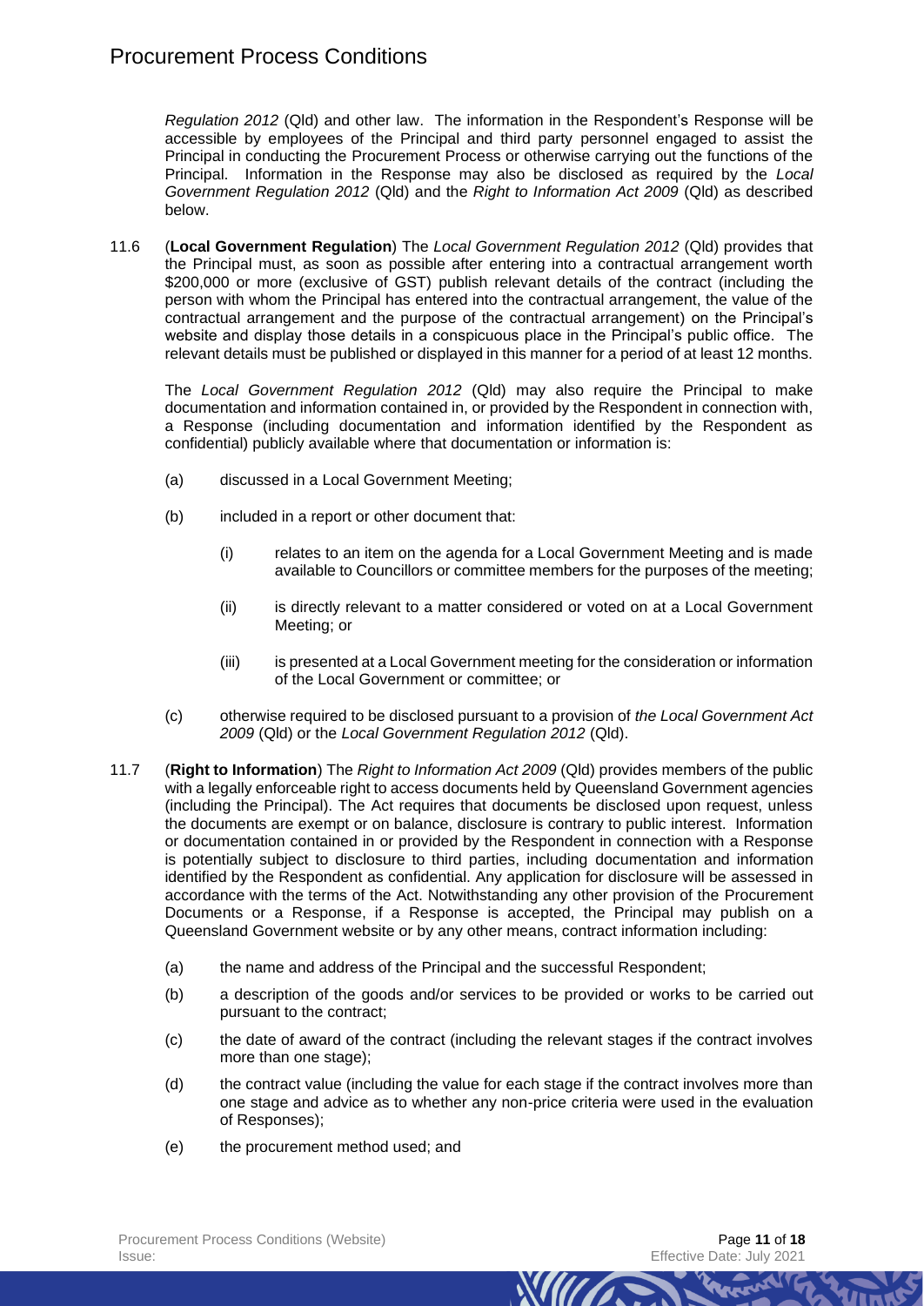*Regulation 2012* (Qld) and other law. The information in the Respondent's Response will be accessible by employees of the Principal and third party personnel engaged to assist the Principal in conducting the Procurement Process or otherwise carrying out the functions of the Principal. Information in the Response may also be disclosed as required by the *Local Government Regulation 2012* (Qld) and the *Right to Information Act 2009* (Qld) as described below.

11.6 (**Local Government Regulation**) The *Local Government Regulation 2012* (Qld) provides that the Principal must, as soon as possible after entering into a contractual arrangement worth $200,000 or more (exclusive of GST) publish relevant details of the contract (including the person with whom the Principal has entered into the contractual arrangement, the value of the contractual arrangement and the purpose of the contractual arrangement) on the Principal's website and display those details in a conspicuous place in the Principal's public office. The relevant details must be published or displayed in this manner for a period of at least 12 months.

The *Local Government Regulation 2012* (Qld) may also require the Principal to make documentation and information contained in, or provided by the Respondent in connection with, a Response (including documentation and information identified by the Respondent as confidential) publicly available where that documentation or information is:

(a) discussed in a Local Government Meeting;

(b) included in a report or other document that:

  (i) relates to an item on the agenda for a Local Government Meeting and is made available to Councillors or committee members for the purposes of the meeting;

  (ii) is directly relevant to a matter considered or voted on at a Local Government Meeting; or

  (iii) is presented at a Local Government meeting for the consideration or information of the Local Government or committee; or

(c) otherwise required to be disclosed pursuant to a provision of *the Local Government Act 2009* (Qld) or the *Local Government Regulation 2012* (Qld).

11.7 (**Right to Information**) The *Right to Information Act 2009* (Qld) provides members of the public with a legally enforceable right to access documents held by Queensland Government agencies (including the Principal). The Act requires that documents be disclosed upon request, unless the documents are exempt or on balance, disclosure is contrary to public interest. Information or documentation contained in or provided by the Respondent in connection with a Response is potentially subject to disclosure to third parties, including documentation and information identified by the Respondent as confidential. Any application for disclosure will be assessed in accordance with the terms of the Act. Notwithstanding any other provision of the Procurement Documents or a Response, if a Response is accepted, the Principal may publish on a Queensland Government website or by any other means, contract information including:

(a) the name and address of the Principal and the successful Respondent;

(b) a description of the goods and/or services to be provided or works to be carried out pursuant to the contract;

(c) the date of award of the contract (including the relevant stages if the contract involves more than one stage);

(d) the contract value (including the value for each stage if the contract involves more than one stage and advice as to whether any non-price criteria were used in the evaluation of Responses);

(e) the procurement method used; and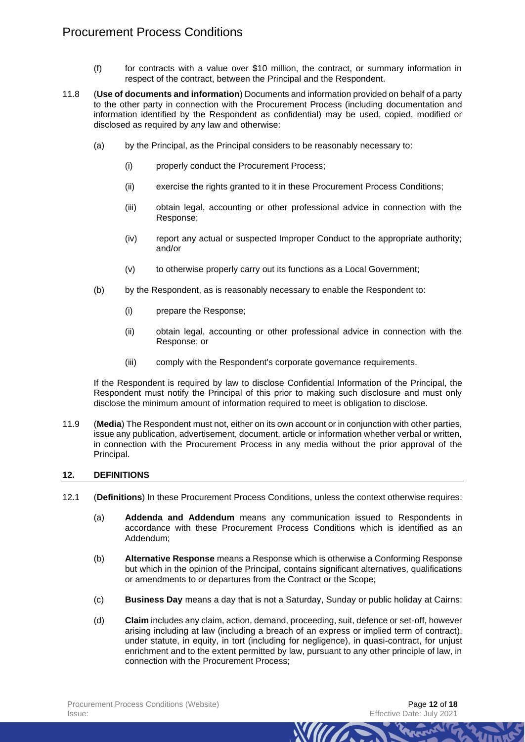(f) for contracts with a value over $10 million, the contract, or summary information in respect of the contract, between the Principal and the Respondent.

11.8 (**Use of documents and information**) Documents and information provided on behalf of a party to the other party in connection with the Procurement Process (including documentation and information identified by the Respondent as confidential) may be used, copied, modified or disclosed as required by any law and otherwise:

(a) by the Principal, as the Principal considers to be reasonably necessary to:

(i) properly conduct the Procurement Process;

(ii) exercise the rights granted to it in these Procurement Process Conditions;

(iii) obtain legal, accounting or other professional advice in connection with the Response;

(iv) report any actual or suspected Improper Conduct to the appropriate authority; and/or

(v) to otherwise properly carry out its functions as a Local Government;

(b) by the Respondent, as is reasonably necessary to enable the Respondent to:

(i) prepare the Response;

(ii) obtain legal, accounting or other professional advice in connection with the Response; or

(iii) comply with the Respondent's corporate governance requirements.

If the Respondent is required by law to disclose Confidential Information of the Principal, the Respondent must notify the Principal of this prior to making such disclosure and must only disclose the minimum amount of information required to meet is obligation to disclose.

11.9 (**Media**) The Respondent must not, either on its own account or in conjunction with other parties, issue any publication, advertisement, document, article or information whether verbal or written, in connection with the Procurement Process in any media without the prior approval of the Principal.

## 12. DEFINITIONS

12.1 (**Definitions**) In these Procurement Process Conditions, unless the context otherwise requires:

(a) **Addenda and Addendum** means any communication issued to Respondents in accordance with these Procurement Process Conditions which is identified as an Addendum;

(b) **Alternative Response** means a Response which is otherwise a Conforming Response but which in the opinion of the Principal, contains significant alternatives, qualifications or amendments to or departures from the Contract or the Scope;

(c) **Business Day** means a day that is not a Saturday, Sunday or public holiday at Cairns:

(d) **Claim** includes any claim, action, demand, proceeding, suit, defence or set-off, however arising including at law (including a breach of an express or implied term of contract), under statute, in equity, in tort (including for negligence), in quasi-contract, for unjust enrichment and to the extent permitted by law, pursuant to any other principle of law, in connection with the Procurement Process;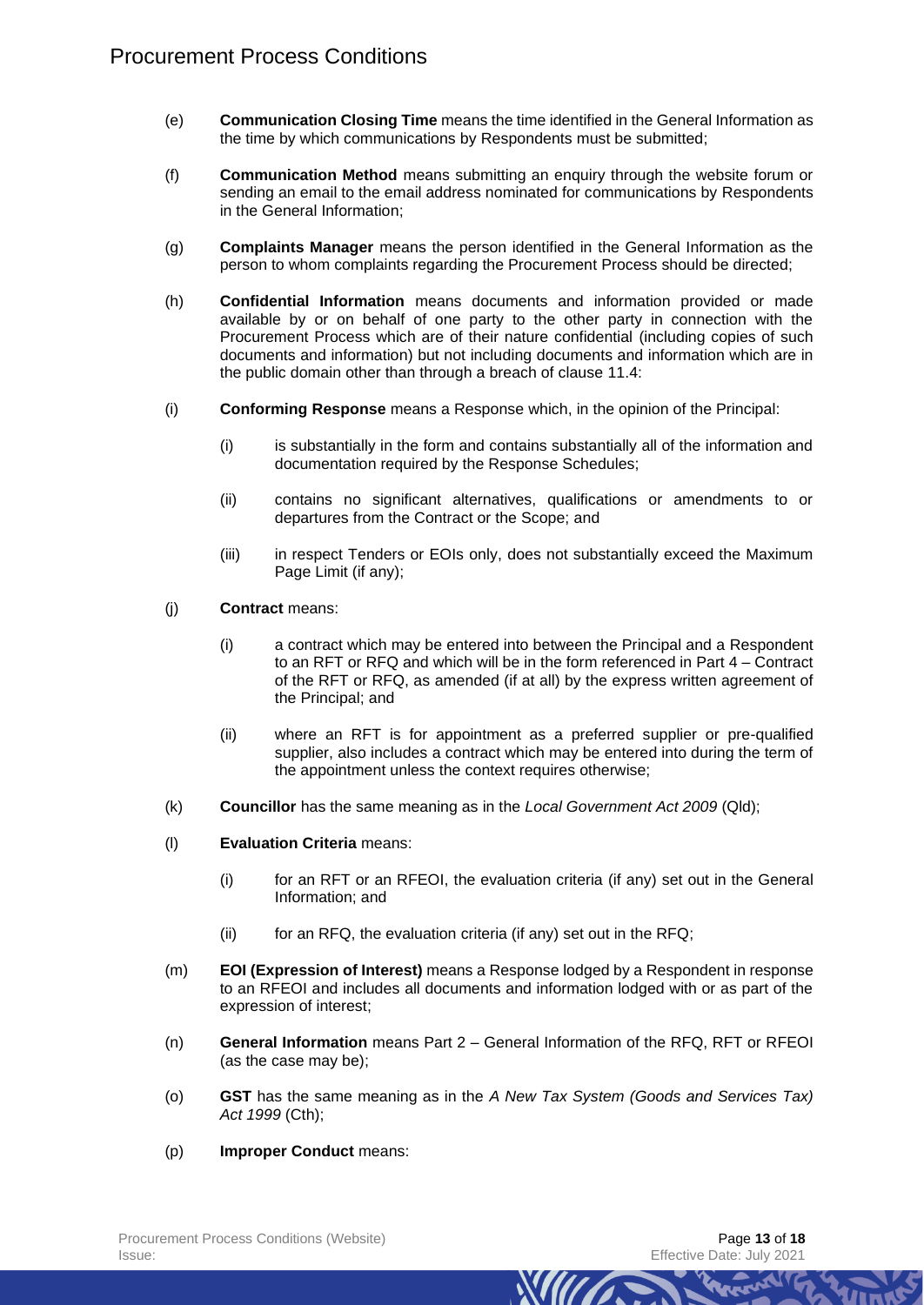(e) **Communication Closing Time** means the time identified in the General Information as the time by which communications by Respondents must be submitted;

(f) **Communication Method** means submitting an enquiry through the website forum or sending an email to the email address nominated for communications by Respondents in the General Information;

(g) **Complaints Manager** means the person identified in the General Information as the person to whom complaints regarding the Procurement Process should be directed;

(h) **Confidential Information** means documents and information provided or made available by or on behalf of one party to the other party in connection with the Procurement Process which are of their nature confidential (including copies of such documents and information) but not including documents and information which are in the public domain other than through a breach of clause 11.4:

(i) **Conforming Response** means a Response which, in the opinion of the Principal:

   (i) is substantially in the form and contains substantially all of the information and documentation required by the Response Schedules;

   (ii) contains no significant alternatives, qualifications or amendments to or departures from the Contract or the Scope; and

   (iii) in respect Tenders or EOIs only, does not substantially exceed the Maximum Page Limit (if any);

(j) **Contract** means:

   (i) a contract which may be entered into between the Principal and a Respondent to an RFT or RFQ and which will be in the form referenced in Part 4 – Contract of the RFT or RFQ, as amended (if at all) by the express written agreement of the Principal; and

   (ii) where an RFT is for appointment as a preferred supplier or pre-qualified supplier, also includes a contract which may be entered into during the term of the appointment unless the context requires otherwise;

(k) **Councillor** has the same meaning as in the *Local Government Act 2009* (Qld);

(l) **Evaluation Criteria** means:

   (i) for an RFT or an RFEOI, the evaluation criteria (if any) set out in the General Information; and

   (ii) for an RFQ, the evaluation criteria (if any) set out in the RFQ;

(m) **EOI (Expression of Interest)** means a Response lodged by a Respondent in response to an RFEOI and includes all documents and information lodged with or as part of the expression of interest;

(n) **General Information** means Part 2 – General Information of the RFQ, RFT or RFEOI (as the case may be);

(o) **GST** has the same meaning as in the *A New Tax System (Goods and Services Tax) Act 1999* (Cth);

(p) **Improper Conduct** means: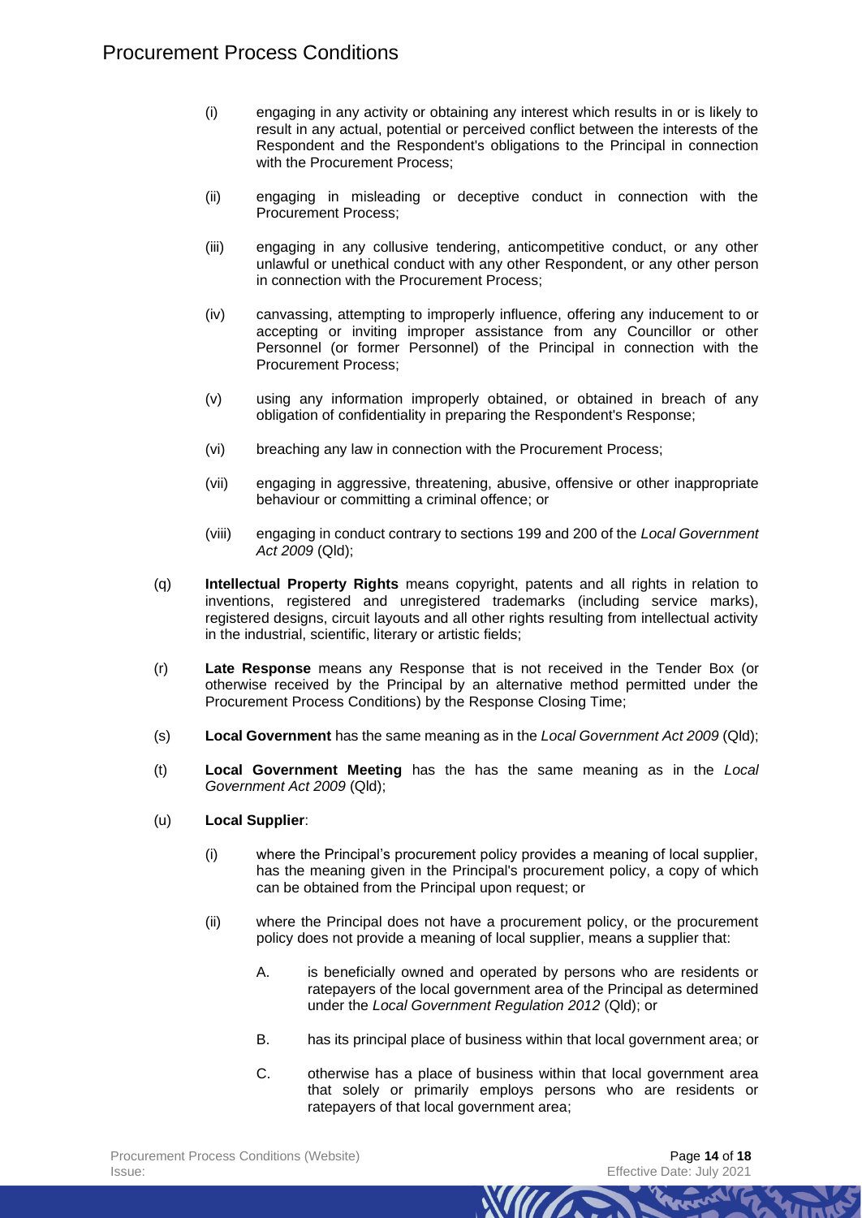(i) engaging in any activity or obtaining any interest which results in or is likely to result in any actual, potential or perceived conflict between the interests of the Respondent and the Respondent's obligations to the Principal in connection with the Procurement Process;

(ii) engaging in misleading or deceptive conduct in connection with the Procurement Process;

(iii) engaging in any collusive tendering, anticompetitive conduct, or any other unlawful or unethical conduct with any other Respondent, or any other person in connection with the Procurement Process;

(iv) canvassing, attempting to improperly influence, offering any inducement to or accepting or inviting improper assistance from any Councillor or other Personnel (or former Personnel) of the Principal in connection with the Procurement Process;

(v) using any information improperly obtained, or obtained in breach of any obligation of confidentiality in preparing the Respondent's Response;

(vi) breaching any law in connection with the Procurement Process;

(vii) engaging in aggressive, threatening, abusive, offensive or other inappropriate behaviour or committing a criminal offence; or

(viii) engaging in conduct contrary to sections 199 and 200 of the *Local Government Act 2009* (Qld);

(q) **Intellectual Property Rights** means copyright, patents and all rights in relation to inventions, registered and unregistered trademarks (including service marks), registered designs, circuit layouts and all other rights resulting from intellectual activity in the industrial, scientific, literary or artistic fields;

(r) **Late Response** means any Response that is not received in the Tender Box (or otherwise received by the Principal by an alternative method permitted under the Procurement Process Conditions) by the Response Closing Time;

(s) **Local Government** has the same meaning as in the *Local Government Act 2009* (Qld);

(t) **Local Government Meeting** has the has the same meaning as in the *Local Government Act 2009* (Qld);

(u) **Local Supplier**:

(i) where the Principal's procurement policy provides a meaning of local supplier, has the meaning given in the Principal's procurement policy, a copy of which can be obtained from the Principal upon request; or

(ii) where the Principal does not have a procurement policy, or the procurement policy does not provide a meaning of local supplier, means a supplier that:

A. is beneficially owned and operated by persons who are residents or ratepayers of the local government area of the Principal as determined under the *Local Government Regulation 2012* (Qld); or

B. has its principal place of business within that local government area; or

C. otherwise has a place of business within that local government area that solely or primarily employs persons who are residents or ratepayers of that local government area;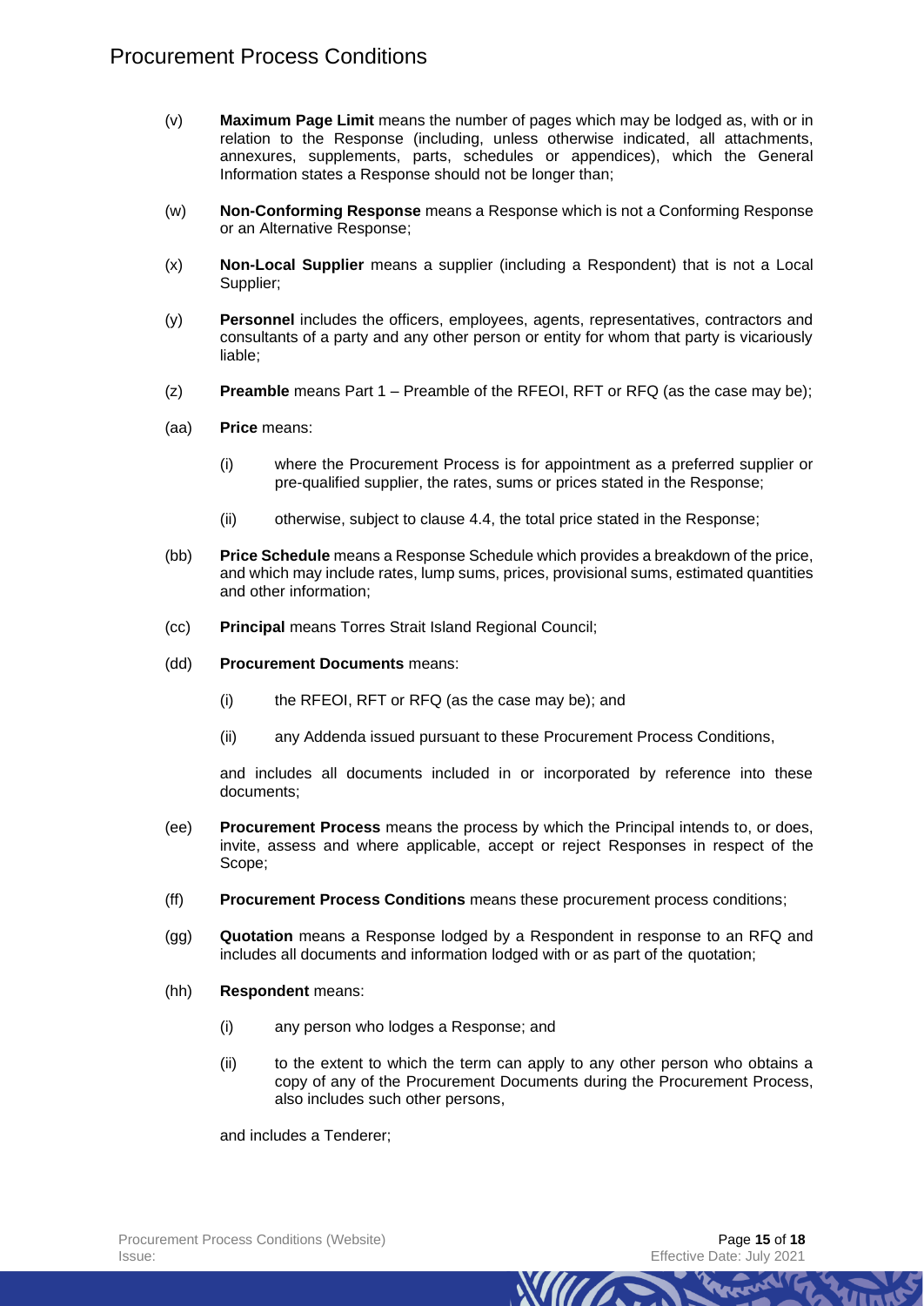- (v) **Maximum Page Limit** means the number of pages which may be lodged as, with or in relation to the Response (including, unless otherwise indicated, all attachments, annexures, supplements, parts, schedules or appendices), which the General Information states a Response should not be longer than;
- (w) **Non-Conforming Response** means a Response which is not a Conforming Response or an Alternative Response;
- (x) **Non-Local Supplier** means a supplier (including a Respondent) that is not a Local Supplier;
- (y) **Personnel** includes the officers, employees, agents, representatives, contractors and consultants of a party and any other person or entity for whom that party is vicariously liable;
- (z) **Preamble** means Part 1 – Preamble of the RFEOI, RFT or RFQ (as the case may be);
- (aa) **Price** means:
  - (i) where the Procurement Process is for appointment as a preferred supplier or pre-qualified supplier, the rates, sums or prices stated in the Response;
  - (ii) otherwise, subject to clause 4.4, the total price stated in the Response;
- (bb) **Price Schedule** means a Response Schedule which provides a breakdown of the price, and which may include rates, lump sums, prices, provisional sums, estimated quantities and other information;
- (cc) **Principal** means Torres Strait Island Regional Council;
- (dd) **Procurement Documents** means:
  - (i) the RFEOI, RFT or RFQ (as the case may be); and
  - (ii) any Addenda issued pursuant to these Procurement Process Conditions,

  and includes all documents included in or incorporated by reference into these documents;
- (ee) **Procurement Process** means the process by which the Principal intends to, or does, invite, assess and where applicable, accept or reject Responses in respect of the Scope;
- (ff) **Procurement Process Conditions** means these procurement process conditions;
- (gg) **Quotation** means a Response lodged by a Respondent in response to an RFQ and includes all documents and information lodged with or as part of the quotation;
- (hh) **Respondent** means:
  - (i) any person who lodges a Response; and
  - (ii) to the extent to which the term can apply to any other person who obtains a copy of any of the Procurement Documents during the Procurement Process, also includes such other persons,

  and includes a Tenderer;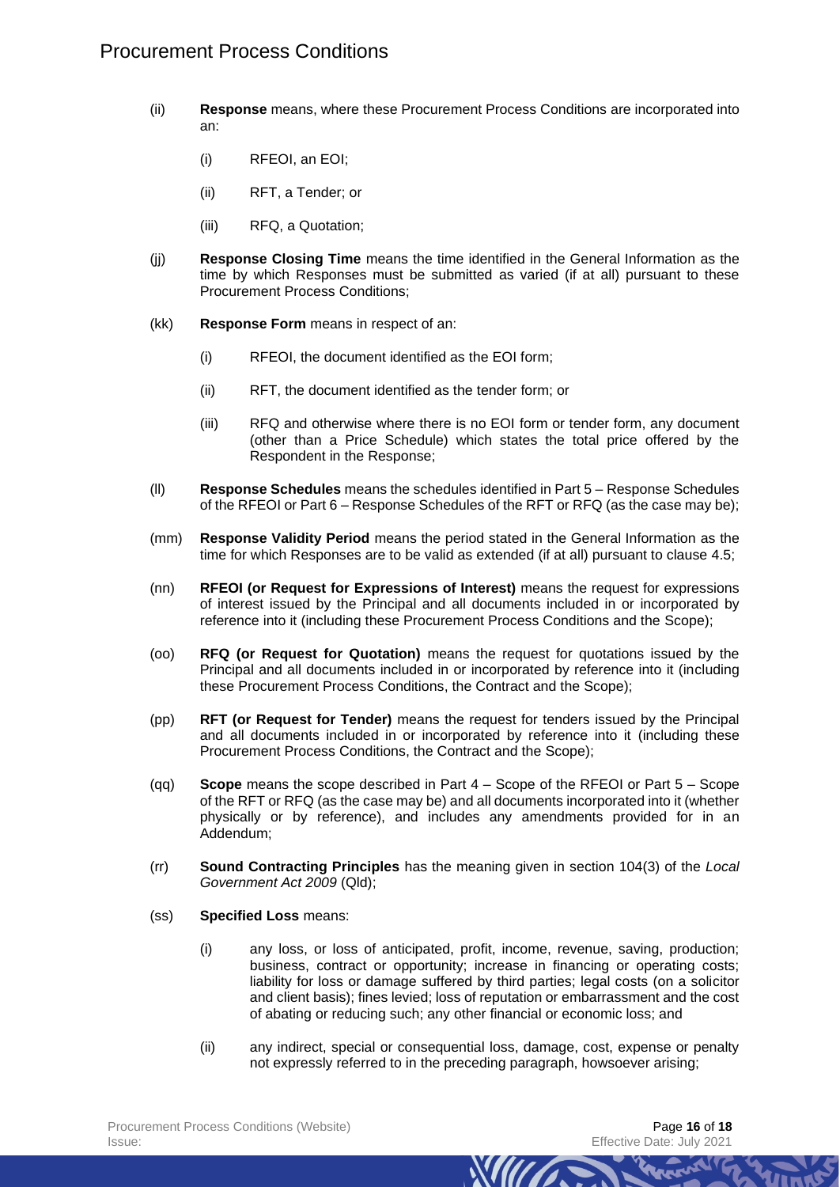(ii) **Response** means, where these Procurement Process Conditions are incorporated into an:

(i) RFEOI, an EOI;

(ii) RFT, a Tender; or

(iii) RFQ, a Quotation;

(jj) **Response Closing Time** means the time identified in the General Information as the time by which Responses must be submitted as varied (if at all) pursuant to these Procurement Process Conditions;

(kk) **Response Form** means in respect of an:

(i) RFEOI, the document identified as the EOI form;

(ii) RFT, the document identified as the tender form; or

(iii) RFQ and otherwise where there is no EOI form or tender form, any document (other than a Price Schedule) which states the total price offered by the Respondent in the Response;

(ll) **Response Schedules** means the schedules identified in Part 5 – Response Schedules of the RFEOI or Part 6 – Response Schedules of the RFT or RFQ (as the case may be);

(mm) **Response Validity Period** means the period stated in the General Information as the time for which Responses are to be valid as extended (if at all) pursuant to clause 4.5;

(nn) **RFEOI (or Request for Expressions of Interest)** means the request for expressions of interest issued by the Principal and all documents included in or incorporated by reference into it (including these Procurement Process Conditions and the Scope);

(oo) **RFQ (or Request for Quotation)** means the request for quotations issued by the Principal and all documents included in or incorporated by reference into it (including these Procurement Process Conditions, the Contract and the Scope);

(pp) **RFT (or Request for Tender)** means the request for tenders issued by the Principal and all documents included in or incorporated by reference into it (including these Procurement Process Conditions, the Contract and the Scope);

(qq) **Scope** means the scope described in Part 4 – Scope of the RFEOI or Part 5 – Scope of the RFT or RFQ (as the case may be) and all documents incorporated into it (whether physically or by reference), and includes any amendments provided for in an Addendum;

(rr) **Sound Contracting Principles** has the meaning given in section 104(3) of the *Local Government Act 2009* (Qld);

(ss) **Specified Loss** means:

(i) any loss, or loss of anticipated, profit, income, revenue, saving, production; business, contract or opportunity; increase in financing or operating costs; liability for loss or damage suffered by third parties; legal costs (on a solicitor and client basis); fines levied; loss of reputation or embarrassment and the cost of abating or reducing such; any other financial or economic loss; and

(ii) any indirect, special or consequential loss, damage, cost, expense or penalty not expressly referred to in the preceding paragraph, howsoever arising;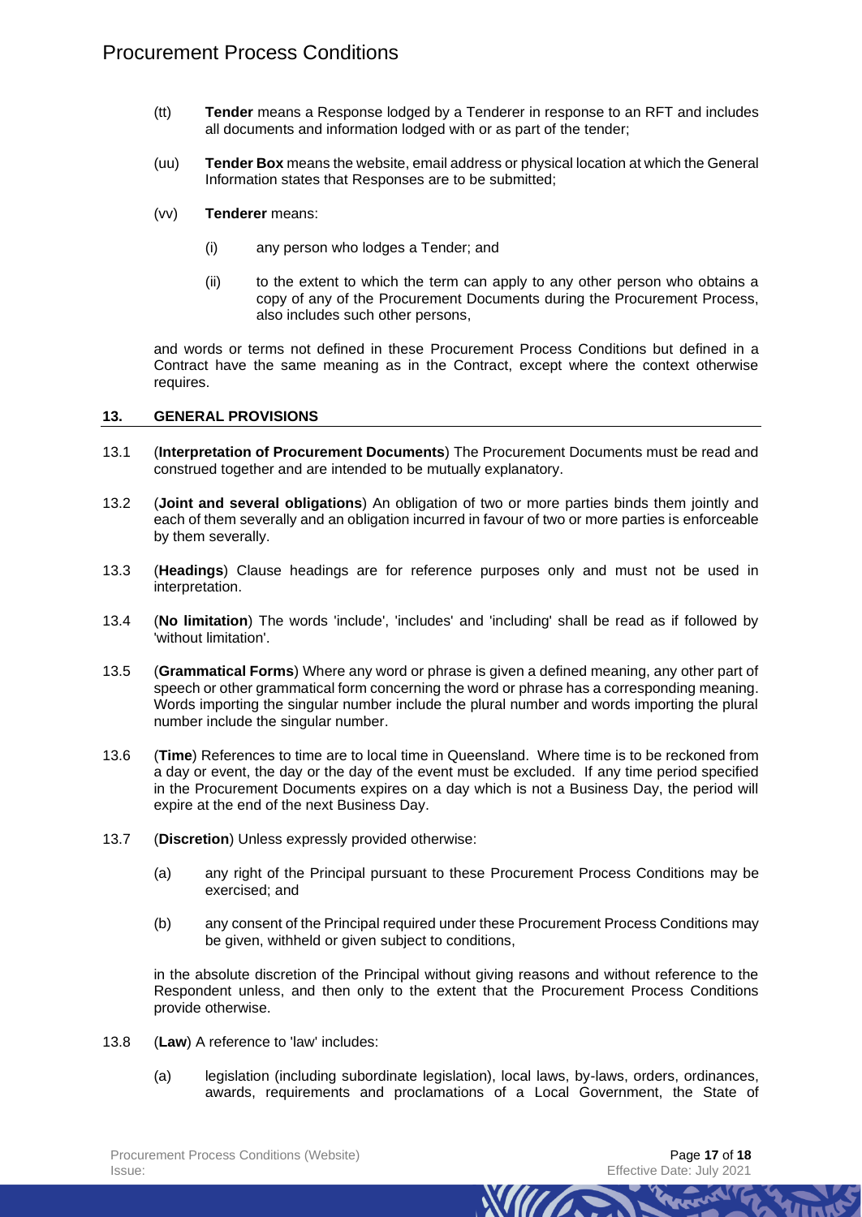(tt) **Tender** means a Response lodged by a Tenderer in response to an RFT and includes all documents and information lodged with or as part of the tender;

(uu) **Tender Box** means the website, email address or physical location at which the General Information states that Responses are to be submitted;

(vv) **Tenderer** means:

(i) any person who lodges a Tender; and

(ii) to the extent to which the term can apply to any other person who obtains a copy of any of the Procurement Documents during the Procurement Process, also includes such other persons,

and words or terms not defined in these Procurement Process Conditions but defined in a Contract have the same meaning as in the Contract, except where the context otherwise requires.

## 13. GENERAL PROVISIONS

13.1 (**Interpretation of Procurement Documents**) The Procurement Documents must be read and construed together and are intended to be mutually explanatory.

13.2 (**Joint and several obligations**) An obligation of two or more parties binds them jointly and each of them severally and an obligation incurred in favour of two or more parties is enforceable by them severally.

13.3 (**Headings**) Clause headings are for reference purposes only and must not be used in interpretation.

13.4 (**No limitation**) The words 'include', 'includes' and 'including' shall be read as if followed by 'without limitation'.

13.5 (**Grammatical Forms**) Where any word or phrase is given a defined meaning, any other part of speech or other grammatical form concerning the word or phrase has a corresponding meaning. Words importing the singular number include the plural number and words importing the plural number include the singular number.

13.6 (**Time**) References to time are to local time in Queensland. Where time is to be reckoned from a day or event, the day or the day of the event must be excluded. If any time period specified in the Procurement Documents expires on a day which is not a Business Day, the period will expire at the end of the next Business Day.

13.7 (**Discretion**) Unless expressly provided otherwise:

(a) any right of the Principal pursuant to these Procurement Process Conditions may be exercised; and

(b) any consent of the Principal required under these Procurement Process Conditions may be given, withheld or given subject to conditions,

in the absolute discretion of the Principal without giving reasons and without reference to the Respondent unless, and then only to the extent that the Procurement Process Conditions provide otherwise.

13.8 (**Law**) A reference to 'law' includes:

(a) legislation (including subordinate legislation), local laws, by-laws, orders, ordinances, awards, requirements and proclamations of a Local Government, the State of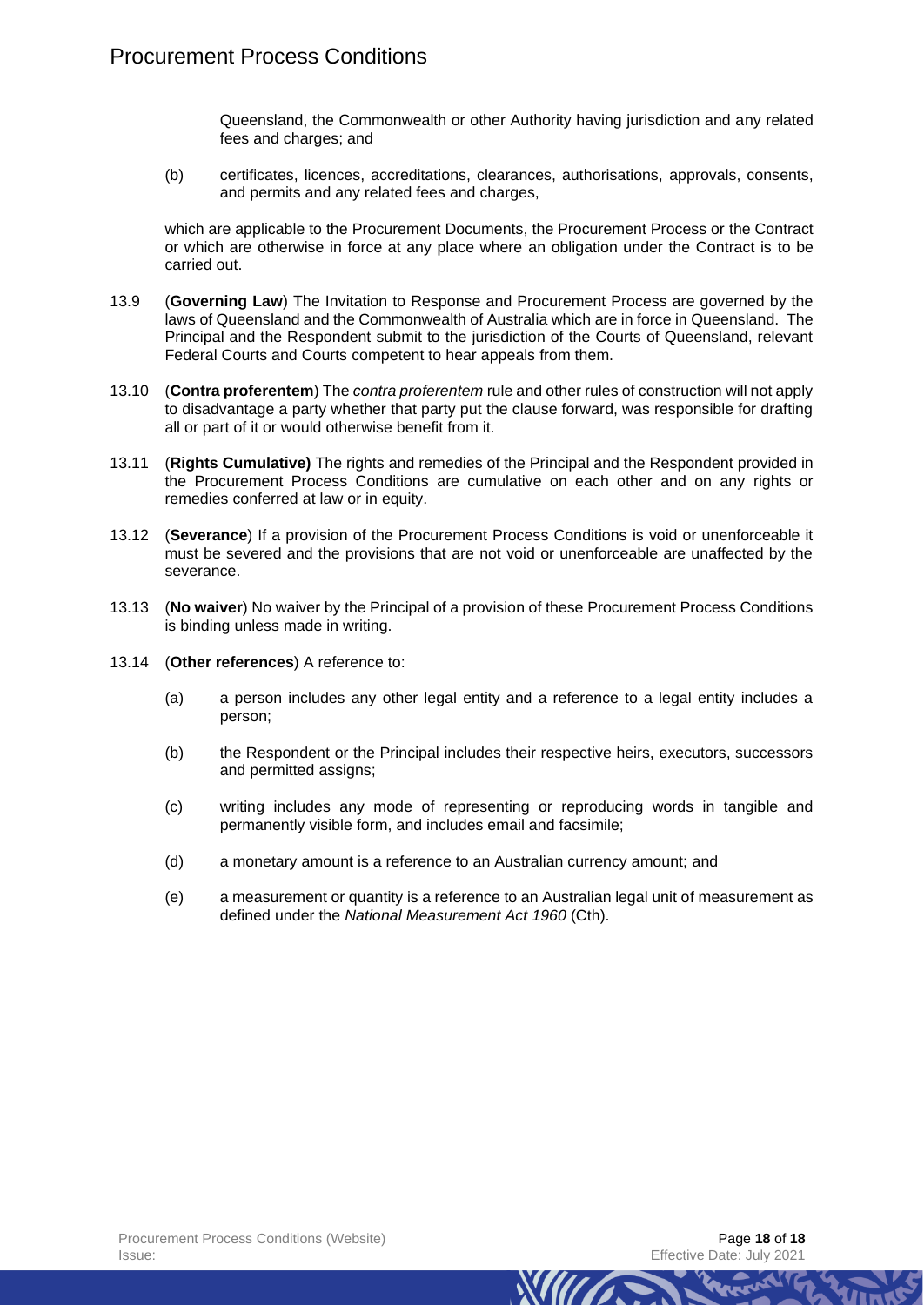Queensland, the Commonwealth or other Authority having jurisdiction and any related fees and charges; and

(b) certificates, licences, accreditations, clearances, authorisations, approvals, consents, and permits and any related fees and charges,

which are applicable to the Procurement Documents, the Procurement Process or the Contract or which are otherwise in force at any place where an obligation under the Contract is to be carried out.

13.9 (**Governing Law**) The Invitation to Response and Procurement Process are governed by the laws of Queensland and the Commonwealth of Australia which are in force in Queensland. The Principal and the Respondent submit to the jurisdiction of the Courts of Queensland, relevant Federal Courts and Courts competent to hear appeals from them.

13.10 (**Contra proferentem**) The *contra proferentem* rule and other rules of construction will not apply to disadvantage a party whether that party put the clause forward, was responsible for drafting all or part of it or would otherwise benefit from it.

13.11 (**Rights Cumulative)** The rights and remedies of the Principal and the Respondent provided in the Procurement Process Conditions are cumulative on each other and on any rights or remedies conferred at law or in equity.

13.12 (**Severance**) If a provision of the Procurement Process Conditions is void or unenforceable it must be severed and the provisions that are not void or unenforceable are unaffected by the severance.

13.13 (**No waiver**) No waiver by the Principal of a provision of these Procurement Process Conditions is binding unless made in writing.

13.14 (**Other references**) A reference to:

(a) a person includes any other legal entity and a reference to a legal entity includes a person;

(b) the Respondent or the Principal includes their respective heirs, executors, successors and permitted assigns;

(c) writing includes any mode of representing or reproducing words in tangible and permanently visible form, and includes email and facsimile;

(d) a monetary amount is a reference to an Australian currency amount; and

(e) a measurement or quantity is a reference to an Australian legal unit of measurement as defined under the *National Measurement Act 1960* (Cth).